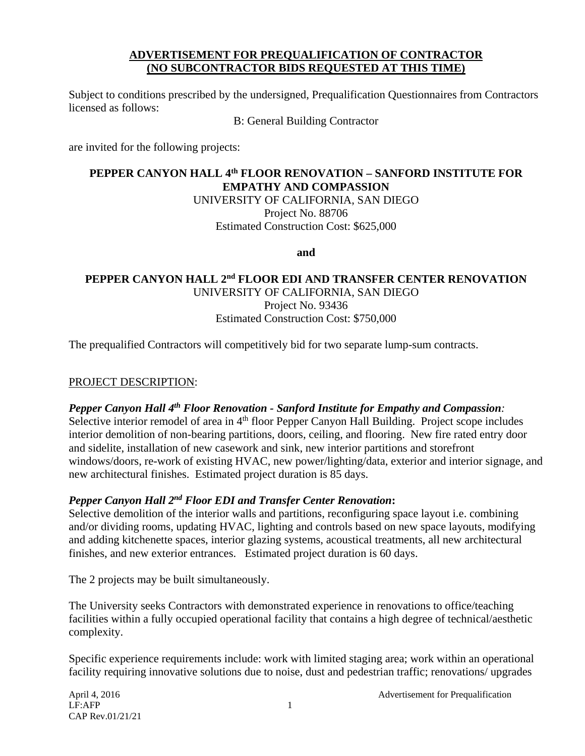**ADVERTISEMENT FOR PREQUALIFICATION OF CONTRACTOR**
**(NO SUBCONTRACTOR BIDS REQUESTED AT THIS TIME)**

Subject to conditions prescribed by the undersigned, Prequalification Questionnaires from Contractors licensed as follows:

B: General Building Contractor

are invited for the following projects:

**PEPPER CANYON HALL 4th FLOOR RENOVATION – SANFORD INSTITUTE FOR EMPATHY AND COMPASSION**
UNIVERSITY OF CALIFORNIA, SAN DIEGO
Project No. 88706
Estimated Construction Cost: $625,000

**and**

**PEPPER CANYON HALL 2nd FLOOR EDI AND TRANSFER CENTER RENOVATION**
UNIVERSITY OF CALIFORNIA, SAN DIEGO
Project No. 93436
Estimated Construction Cost: $750,000

The prequalified Contractors will competitively bid for two separate lump-sum contracts.

PROJECT DESCRIPTION:

***Pepper Canyon Hall 4th Floor Renovation - Sanford Institute for Empathy and Compassion:***
Selective interior remodel of area in 4th floor Pepper Canyon Hall Building. Project scope includes interior demolition of non-bearing partitions, doors, ceiling, and flooring. New fire rated entry door and sidelite, installation of new casework and sink, new interior partitions and storefront windows/doors, re-work of existing HVAC, new power/lighting/data, exterior and interior signage, and new architectural finishes. Estimated project duration is 85 days.

***Pepper Canyon Hall 2nd Floor EDI and Transfer Center Renovation*:**
Selective demolition of the interior walls and partitions, reconfiguring space layout i.e. combining and/or dividing rooms, updating HVAC, lighting and controls based on new space layouts, modifying and adding kitchenette spaces, interior glazing systems, acoustical treatments, all new architectural finishes, and new exterior entrances. Estimated project duration is 60 days.

The 2 projects may be built simultaneously.

The University seeks Contractors with demonstrated experience in renovations to office/teaching facilities within a fully occupied operational facility that contains a high degree of technical/aesthetic complexity.

Specific experience requirements include: work with limited staging area; work within an operational facility requiring innovative solutions due to noise, dust and pedestrian traffic; renovations/ upgrades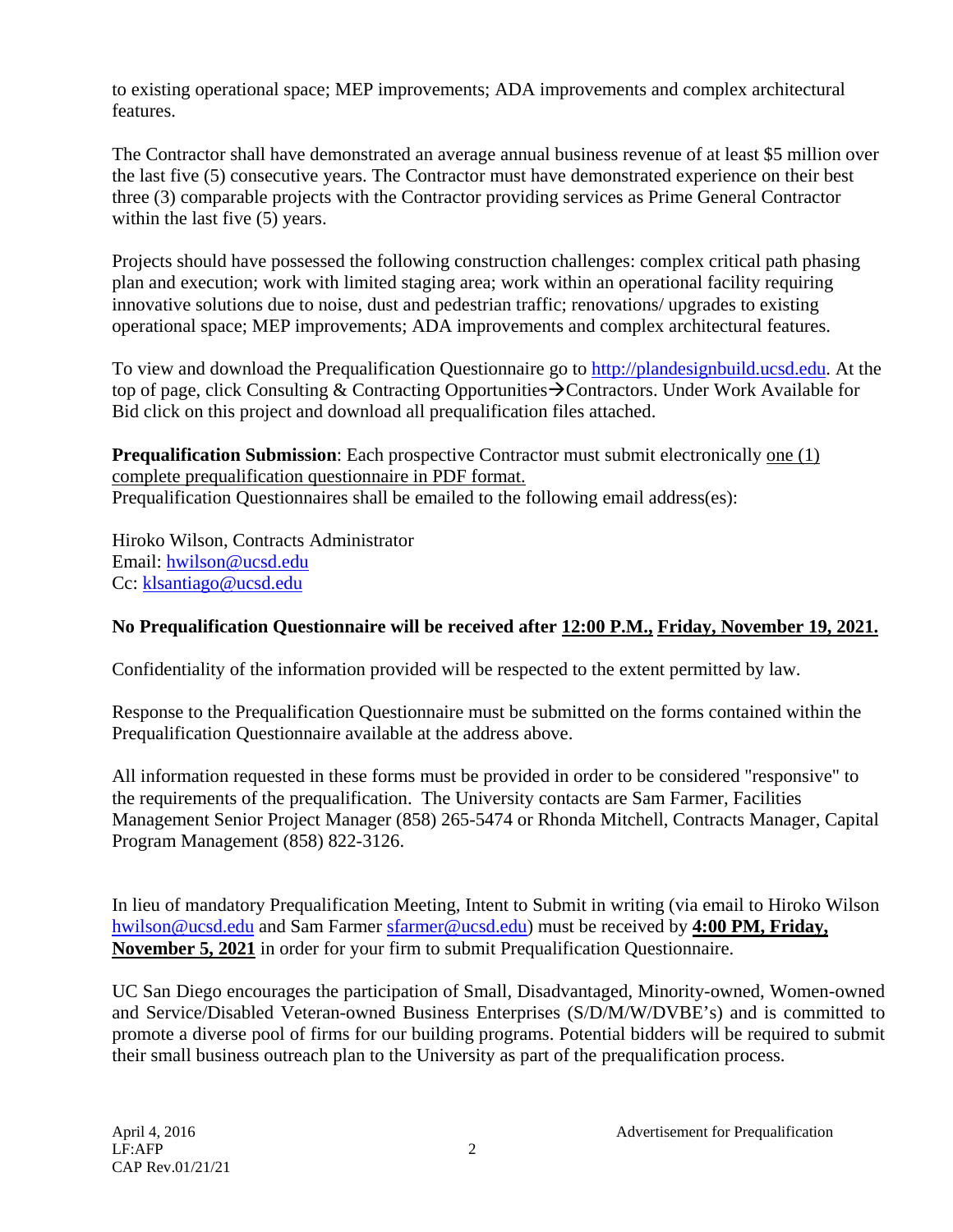to existing operational space; MEP improvements; ADA improvements and complex architectural features.

The Contractor shall have demonstrated an average annual business revenue of at least $5 million over the last five (5) consecutive years. The Contractor must have demonstrated experience on their best three (3) comparable projects with the Contractor providing services as Prime General Contractor within the last five (5) years.

Projects should have possessed the following construction challenges: complex critical path phasing plan and execution; work with limited staging area; work within an operational facility requiring innovative solutions due to noise, dust and pedestrian traffic; renovations/ upgrades to existing operational space; MEP improvements; ADA improvements and complex architectural features.

To view and download the Prequalification Questionnaire go to [http://plandesignbuild.ucsd.edu](http://plandesignbuild.ucsd.edu). At the top of page, click Consulting & Contracting Opportunities→Contractors. Under Work Available for Bid click on this project and download all prequalification files attached.

**Prequalification Submission**: Each prospective Contractor must submit electronically one (1) complete prequalification questionnaire in PDF format.
Prequalification Questionnaires shall be emailed to the following email address(es):

Hiroko Wilson, Contracts Administrator
Email: [hwilson@ucsd.edu](mailto:hwilson@ucsd.edu)
Cc: [klsantiago@ucsd.edu](mailto:klsantiago@ucsd.edu)

**No Prequalification Questionnaire will be received after 12:00 P.M., Friday, November 19, 2021.**

Confidentiality of the information provided will be respected to the extent permitted by law.

Response to the Prequalification Questionnaire must be submitted on the forms contained within the Prequalification Questionnaire available at the address above.

All information requested in these forms must be provided in order to be considered "responsive" to the requirements of the prequalification. The University contacts are Sam Farmer, Facilities Management Senior Project Manager (858) 265-5474 or Rhonda Mitchell, Contracts Manager, Capital Program Management (858) 822-3126.

In lieu of mandatory Prequalification Meeting, Intent to Submit in writing (via email to Hiroko Wilson [hwilson@ucsd.edu](mailto:hwilson@ucsd.edu) and Sam Farmer [sfarmer@ucsd.edu](mailto:sfarmer@ucsd.edu)) must be received by **4:00 PM, Friday, November 5, 2021** in order for your firm to submit Prequalification Questionnaire.

UC San Diego encourages the participation of Small, Disadvantaged, Minority-owned, Women-owned and Service/Disabled Veteran-owned Business Enterprises (S/D/M/W/DVBE's) and is committed to promote a diverse pool of firms for our building programs. Potential bidders will be required to submit their small business outreach plan to the University as part of the prequalification process.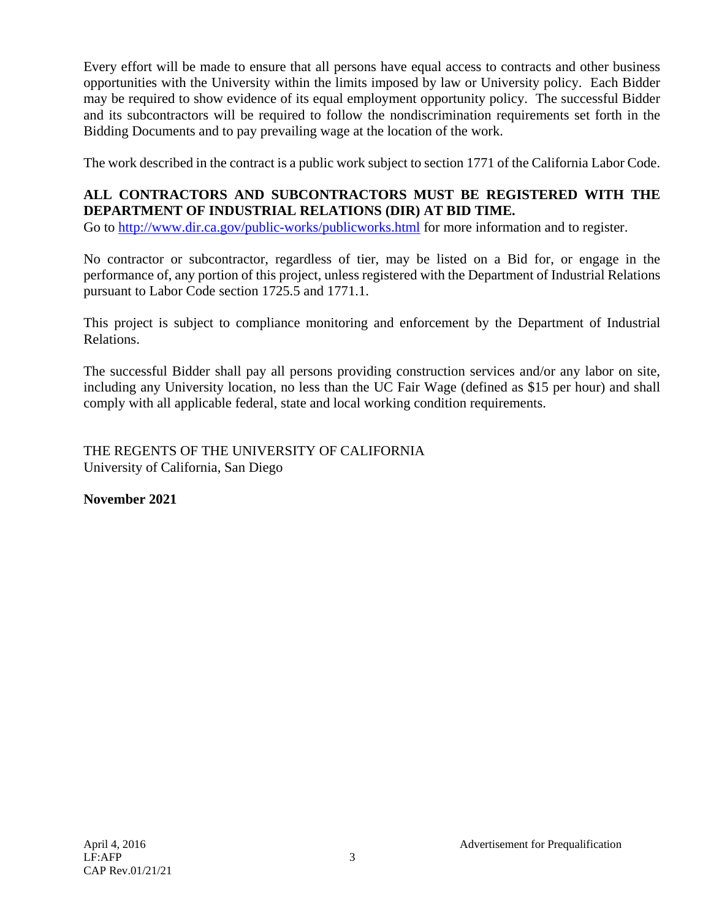Every effort will be made to ensure that all persons have equal access to contracts and other business opportunities with the University within the limits imposed by law or University policy. Each Bidder may be required to show evidence of its equal employment opportunity policy. The successful Bidder and its subcontractors will be required to follow the nondiscrimination requirements set forth in the Bidding Documents and to pay prevailing wage at the location of the work.

The work described in the contract is a public work subject to section 1771 of the California Labor Code.

**ALL CONTRACTORS AND SUBCONTRACTORS MUST BE REGISTERED WITH THE DEPARTMENT OF INDUSTRIAL RELATIONS (DIR) AT BID TIME.**
Go to [http://www.dir.ca.gov/public-works/publicworks.html](http://www.dir.ca.gov/public-works/publicworks.html) for more information and to register.

No contractor or subcontractor, regardless of tier, may be listed on a Bid for, or engage in the performance of, any portion of this project, unless registered with the Department of Industrial Relations pursuant to Labor Code section 1725.5 and 1771.1.

This project is subject to compliance monitoring and enforcement by the Department of Industrial Relations.

The successful Bidder shall pay all persons providing construction services and/or any labor on site, including any University location, no less than the UC Fair Wage (defined as $15 per hour) and shall comply with all applicable federal, state and local working condition requirements.

THE REGENTS OF THE UNIVERSITY OF CALIFORNIA
University of California, San Diego

**November 2021**